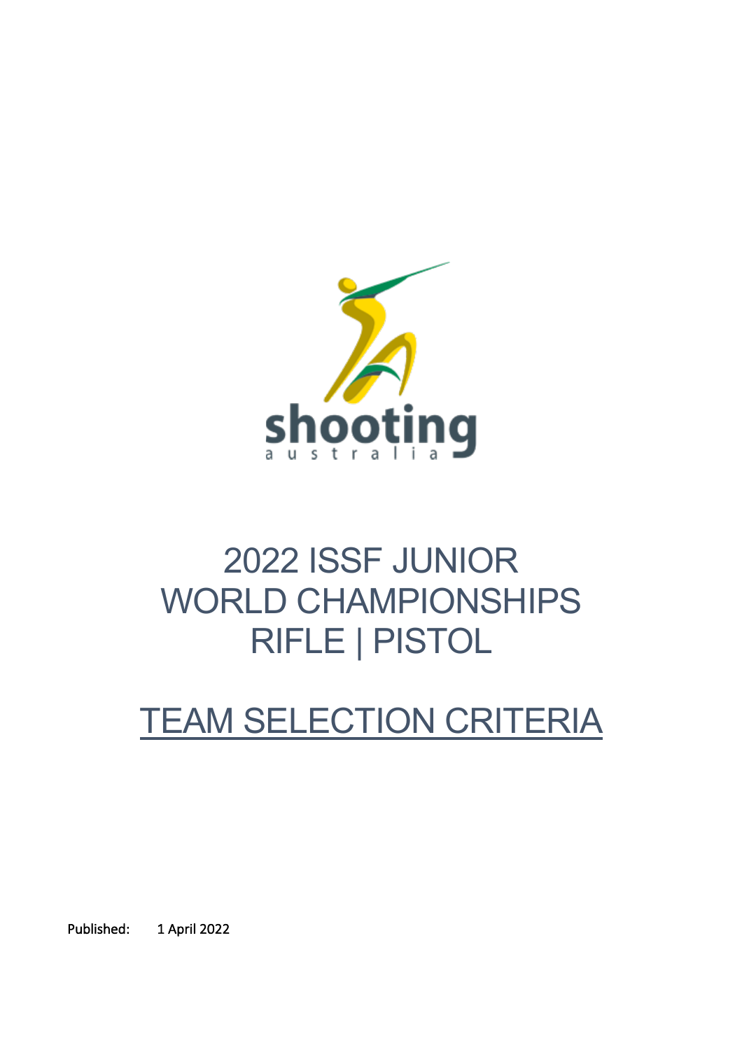shooting australia

# 2022 ISSF JUNIOR WORLD CHAMPIONSHIPS RIFLE | PISTOL

# TEAM SELECTION CRITERIA

Published: 1 April 2022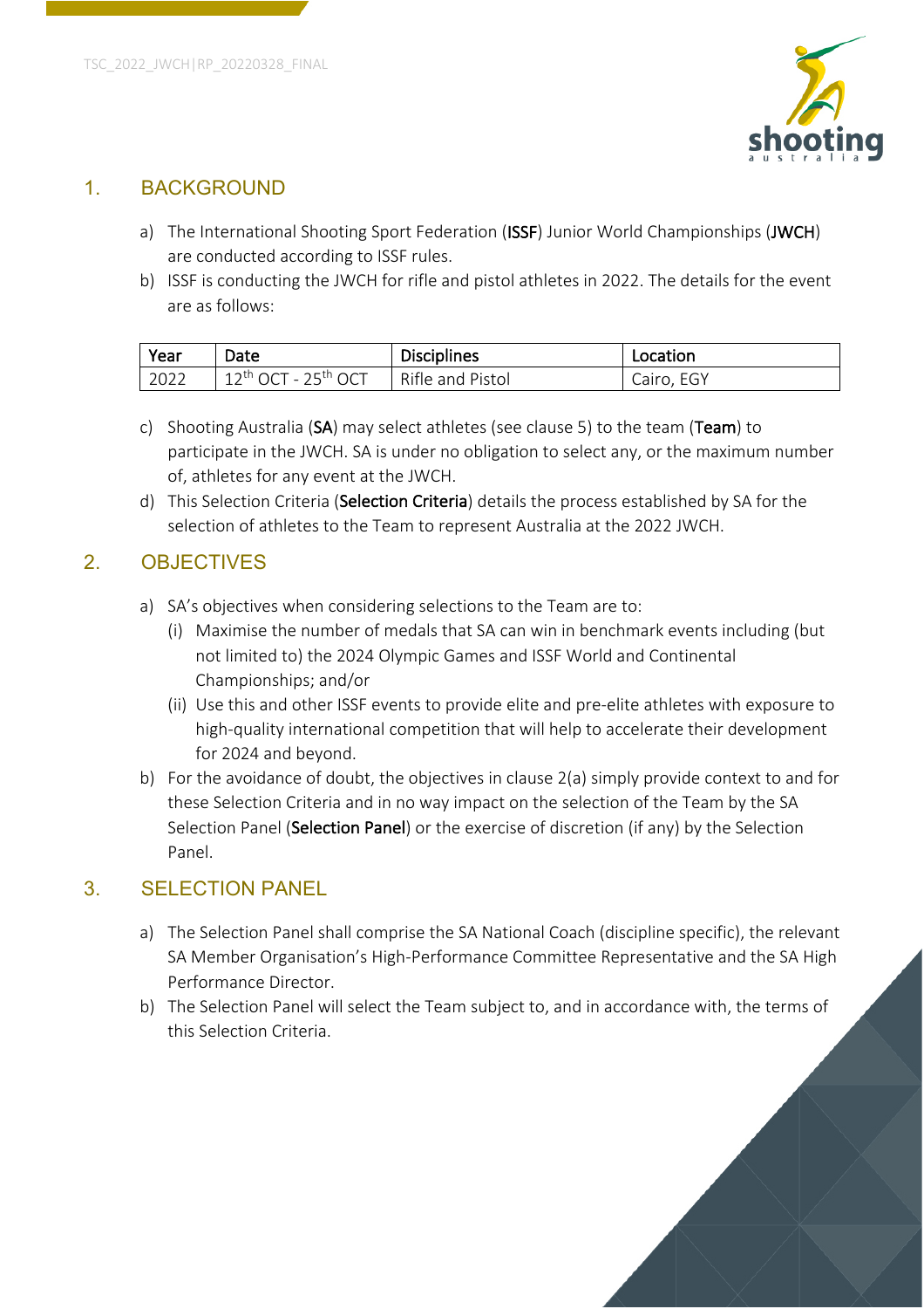## 1. BACKGROUND

a) The International Shooting Sport Federation (**ISSF**) Junior World Championships (**JWCH**) are conducted according to ISSF rules.

b) ISSF is conducting the JWCH for rifle and pistol athletes in 2022. The details for the event are as follows:

| Year | Date | Disciplines | Location |
|---|---|---|---|
| 2022 | 12th OCT - 25th OCT | Rifle and Pistol | Cairo, EGY |

c) Shooting Australia (**SA**) may select athletes (see clause 5) to the team (**Team**) to participate in the JWCH. SA is under no obligation to select any, or the maximum number of, athletes for any event at the JWCH.

d) This Selection Criteria (**Selection Criteria**) details the process established by SA for the selection of athletes to the Team to represent Australia at the 2022 JWCH.

## 2. OBJECTIVES

a) SA's objectives when considering selections to the Team are to:

   (i) Maximise the number of medals that SA can win in benchmark events including (but not limited to) the 2024 Olympic Games and ISSF World and Continental Championships; and/or

   (ii) Use this and other ISSF events to provide elite and pre-elite athletes with exposure to high-quality international competition that will help to accelerate their development for 2024 and beyond.

b) For the avoidance of doubt, the objectives in clause 2(a) simply provide context to and for these Selection Criteria and in no way impact on the selection of the Team by the SA Selection Panel (**Selection Panel**) or the exercise of discretion (if any) by the Selection Panel.

## 3. SELECTION PANEL

a) The Selection Panel shall comprise the SA National Coach (discipline specific), the relevant SA Member Organisation's High-Performance Committee Representative and the SA High Performance Director.

b) The Selection Panel will select the Team subject to, and in accordance with, the terms of this Selection Criteria.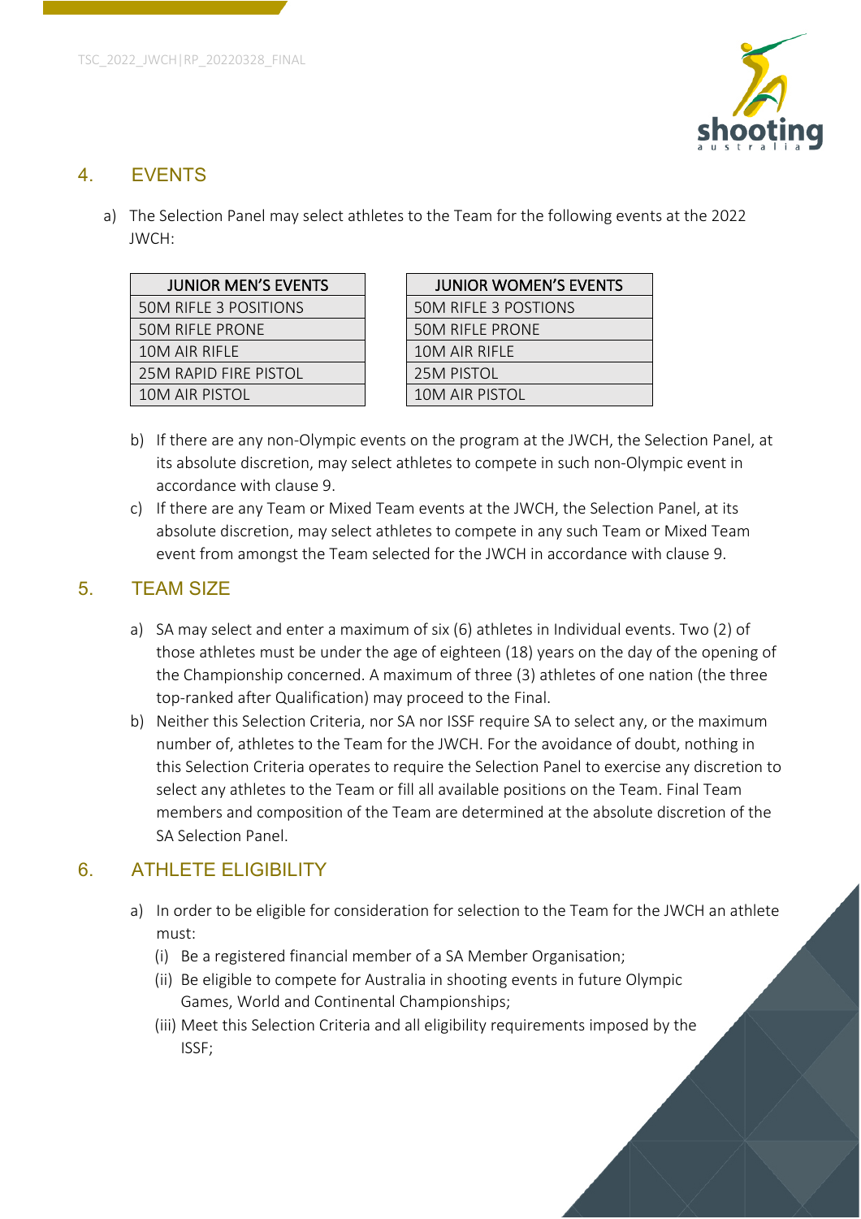## 4. EVENTS

a) The Selection Panel may select athletes to the Team for the following events at the 2022 JWCH:

| JUNIOR MEN'S EVENTS |
| --- |
| 50M RIFLE 3 POSITIONS |
| 50M RIFLE PRONE |
| 10M AIR RIFLE |
| 25M RAPID FIRE PISTOL |
| 10M AIR PISTOL |

| JUNIOR WOMEN'S EVENTS |
| --- |
| 50M RIFLE 3 POSTIONS |
| 50M RIFLE PRONE |
| 10M AIR RIFLE |
| 25M PISTOL |
| 10M AIR PISTOL |

b) If there are any non-Olympic events on the program at the JWCH, the Selection Panel, at its absolute discretion, may select athletes to compete in such non-Olympic event in accordance with clause 9.

c) If there are any Team or Mixed Team events at the JWCH, the Selection Panel, at its absolute discretion, may select athletes to compete in any such Team or Mixed Team event from amongst the Team selected for the JWCH in accordance with clause 9.

## 5. TEAM SIZE

a) SA may select and enter a maximum of six (6) athletes in Individual events. Two (2) of those athletes must be under the age of eighteen (18) years on the day of the opening of the Championship concerned. A maximum of three (3) athletes of one nation (the three top-ranked after Qualification) may proceed to the Final.

b) Neither this Selection Criteria, nor SA nor ISSF require SA to select any, or the maximum number of, athletes to the Team for the JWCH. For the avoidance of doubt, nothing in this Selection Criteria operates to require the Selection Panel to exercise any discretion to select any athletes to the Team or fill all available positions on the Team. Final Team members and composition of the Team are determined at the absolute discretion of the SA Selection Panel.

## 6. ATHLETE ELIGIBILITY

a) In order to be eligible for consideration for selection to the Team for the JWCH an athlete must:
   - (i) Be a registered financial member of a SA Member Organisation;
   - (ii) Be eligible to compete for Australia in shooting events in future Olympic Games, World and Continental Championships;
   - (iii) Meet this Selection Criteria and all eligibility requirements imposed by the ISSF;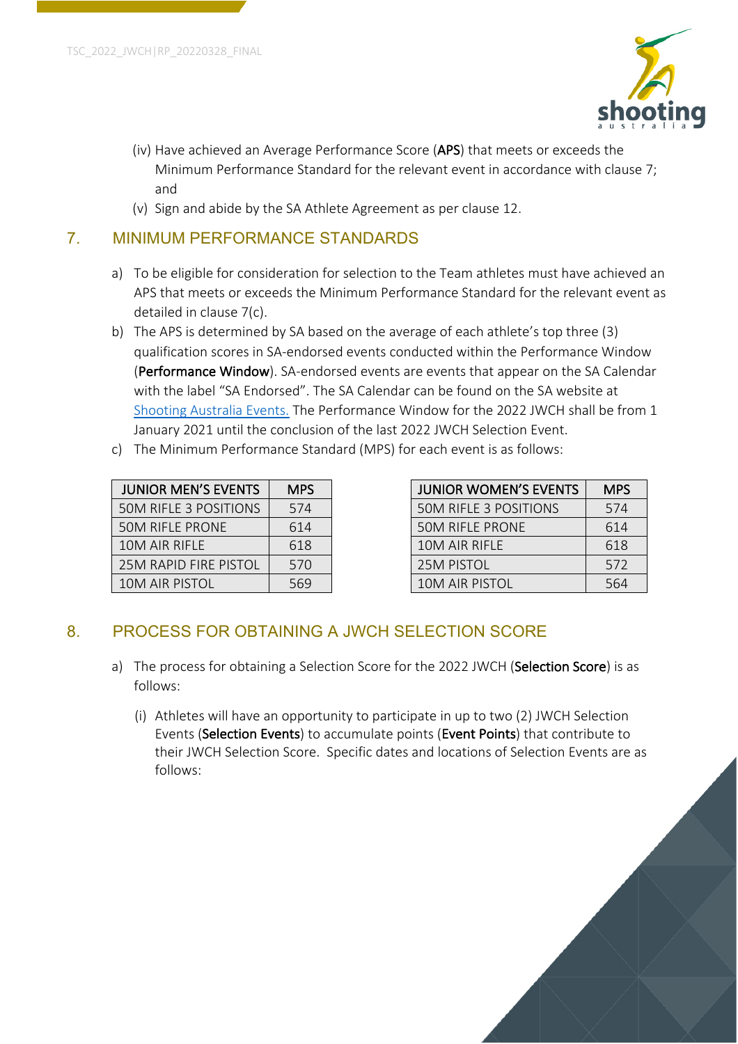(iv) Have achieved an Average Performance Score (**APS**) that meets or exceeds the Minimum Performance Standard for the relevant event in accordance with clause 7; and

(v) Sign and abide by the SA Athlete Agreement as per clause 12.

## 7. MINIMUM PERFORMANCE STANDARDS

a) To be eligible for consideration for selection to the Team athletes must have achieved an APS that meets or exceeds the Minimum Performance Standard for the relevant event as detailed in clause 7(c).

b) The APS is determined by SA based on the average of each athlete's top three (3) qualification scores in SA-endorsed events conducted within the Performance Window (**Performance Window**). SA-endorsed events are events that appear on the SA Calendar with the label "SA Endorsed". The SA Calendar can be found on the SA website at [Shooting Australia Events.](Shooting Australia Events) The Performance Window for the 2022 JWCH shall be from 1 January 2021 until the conclusion of the last 2022 JWCH Selection Event.

c) The Minimum Performance Standard (MPS) for each event is as follows:

| JUNIOR MEN'S EVENTS | MPS |
|---|---|
| 50M RIFLE 3 POSITIONS | 574 |
| 50M RIFLE PRONE | 614 |
| 10M AIR RIFLE | 618 |
| 25M RAPID FIRE PISTOL | 570 |
| 10M AIR PISTOL | 569 |

| JUNIOR WOMEN'S EVENTS | MPS |
|---|---|
| 50M RIFLE 3 POSITIONS | 574 |
| 50M RIFLE PRONE | 614 |
| 10M AIR RIFLE | 618 |
| 25M PISTOL | 572 |
| 10M AIR PISTOL | 564 |

## 8. PROCESS FOR OBTAINING A JWCH SELECTION SCORE

a) The process for obtaining a Selection Score for the 2022 JWCH (**Selection Score**) is as follows:

(i) Athletes will have an opportunity to participate in up to two (2) JWCH Selection Events (**Selection Events**) to accumulate points (**Event Points**) that contribute to their JWCH Selection Score. Specific dates and locations of Selection Events are as follows: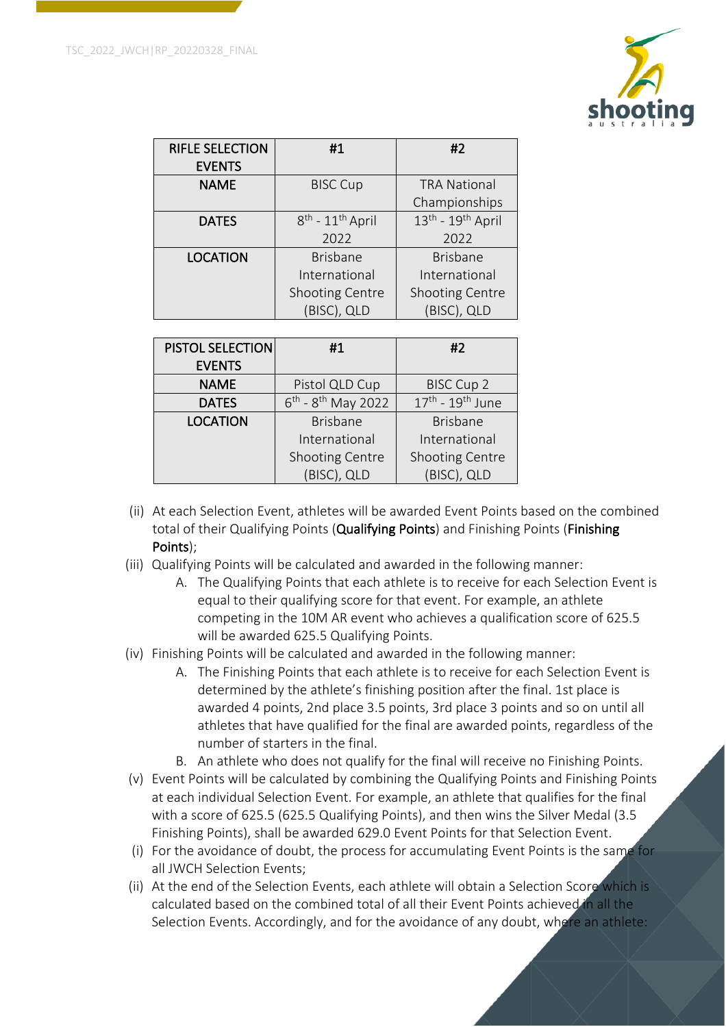| RIFLE SELECTION EVENTS | #1 | #2 |
|---|---|---|
| NAME | BISC Cup | TRA National Championships |
| DATES | 8th - 11th April 2022 | 13th - 19th April 2022 |
| LOCATION | Brisbane International Shooting Centre (BISC), QLD | Brisbane International Shooting Centre (BISC), QLD |

| PISTOL SELECTION EVENTS | #1 | #2 |
|---|---|---|
| NAME | Pistol QLD Cup | BISC Cup 2 |
| DATES | 6th - 8th May 2022 | 17th - 19th June |
| LOCATION | Brisbane International Shooting Centre (BISC), QLD | Brisbane International Shooting Centre (BISC), QLD |

(ii) At each Selection Event, athletes will be awarded Event Points based on the combined total of their Qualifying Points (**Qualifying Points**) and Finishing Points (**Finishing Points**);

(iii) Qualifying Points will be calculated and awarded in the following manner:

   A. The Qualifying Points that each athlete is to receive for each Selection Event is equal to their qualifying score for that event. For example, an athlete competing in the 10M AR event who achieves a qualification score of 625.5 will be awarded 625.5 Qualifying Points.

(iv) Finishing Points will be calculated and awarded in the following manner:

   A. The Finishing Points that each athlete is to receive for each Selection Event is determined by the athlete's finishing position after the final. 1st place is awarded 4 points, 2nd place 3.5 points, 3rd place 3 points and so on until all athletes that have qualified for the final are awarded points, regardless of the number of starters in the final.

   B. An athlete who does not qualify for the final will receive no Finishing Points.

(v) Event Points will be calculated by combining the Qualifying Points and Finishing Points at each individual Selection Event. For example, an athlete that qualifies for the final with a score of 625.5 (625.5 Qualifying Points), and then wins the Silver Medal (3.5 Finishing Points), shall be awarded 629.0 Event Points for that Selection Event.

(i) For the avoidance of doubt, the process for accumulating Event Points is the same for all JWCH Selection Events;

(ii) At the end of the Selection Events, each athlete will obtain a Selection Score which is calculated based on the combined total of all their Event Points achieved in all the Selection Events. Accordingly, and for the avoidance of any doubt, where an athlete: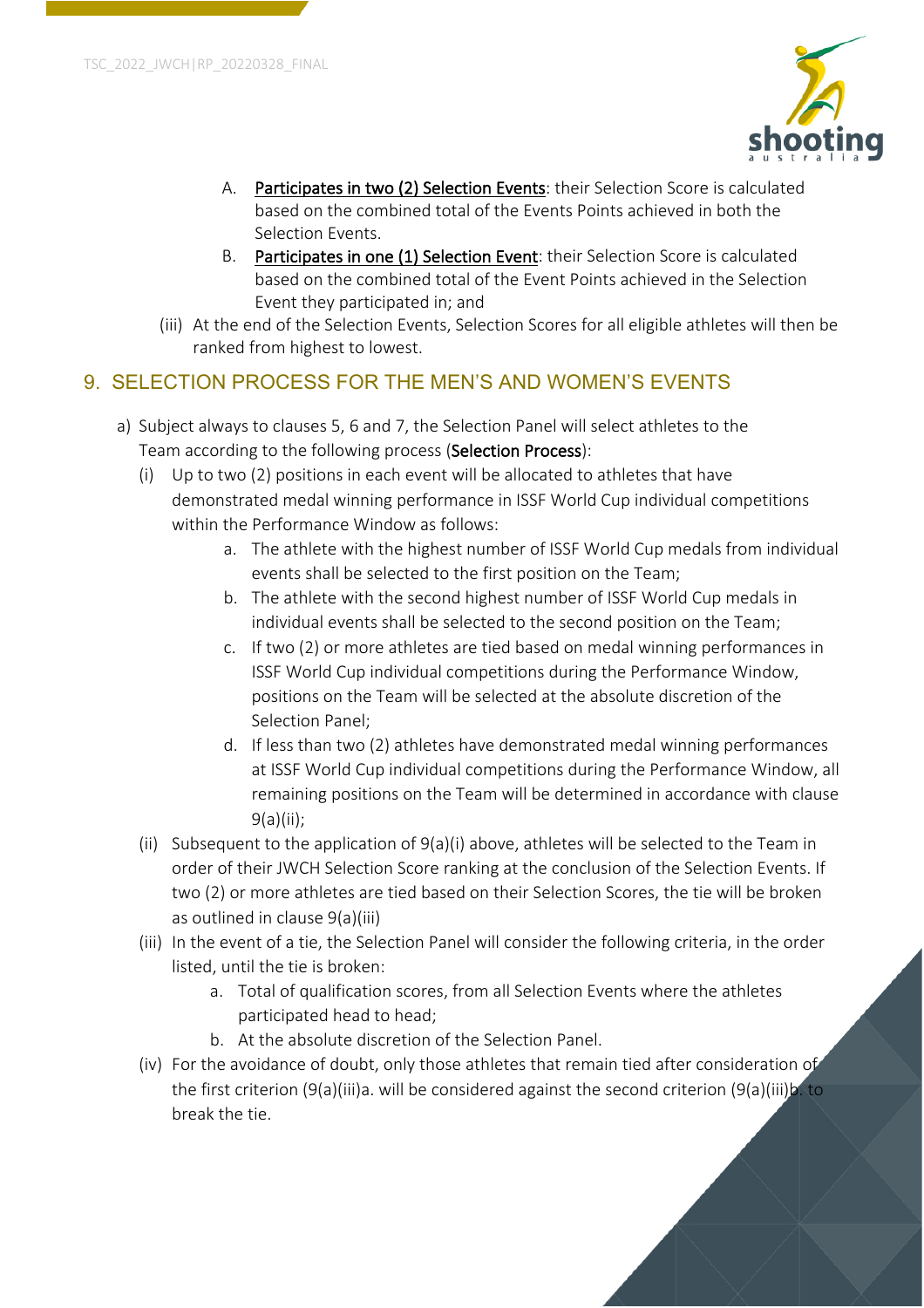A. <u>Participates in two (2) Selection Events</u>: their Selection Score is calculated based on the combined total of the Events Points achieved in both the Selection Events.

B. <u>Participates in one (1) Selection Event</u>: their Selection Score is calculated based on the combined total of the Event Points achieved in the Selection Event they participated in; and

(iii) At the end of the Selection Events, Selection Scores for all eligible athletes will then be ranked from highest to lowest.

## 9. SELECTION PROCESS FOR THE MEN'S AND WOMEN'S EVENTS

a) Subject always to clauses 5, 6 and 7, the Selection Panel will select athletes to the Team according to the following process (**Selection Process**):

(i) Up to two (2) positions in each event will be allocated to athletes that have demonstrated medal winning performance in ISSF World Cup individual competitions within the Performance Window as follows:

a. The athlete with the highest number of ISSF World Cup medals from individual events shall be selected to the first position on the Team;

b. The athlete with the second highest number of ISSF World Cup medals in individual events shall be selected to the second position on the Team;

c. If two (2) or more athletes are tied based on medal winning performances in ISSF World Cup individual competitions during the Performance Window, positions on the Team will be selected at the absolute discretion of the Selection Panel;

d. If less than two (2) athletes have demonstrated medal winning performances at ISSF World Cup individual competitions during the Performance Window, all remaining positions on the Team will be determined in accordance with clause 9(a)(ii);

(ii) Subsequent to the application of 9(a)(i) above, athletes will be selected to the Team in order of their JWCH Selection Score ranking at the conclusion of the Selection Events. If two (2) or more athletes are tied based on their Selection Scores, the tie will be broken as outlined in clause 9(a)(iii)

(iii) In the event of a tie, the Selection Panel will consider the following criteria, in the order listed, until the tie is broken:

a. Total of qualification scores, from all Selection Events where the athletes participated head to head;

b. At the absolute discretion of the Selection Panel.

(iv) For the avoidance of doubt, only those athletes that remain tied after consideration of the first criterion (9(a)(iii)a. will be considered against the second criterion (9(a)(iii)b. to break the tie.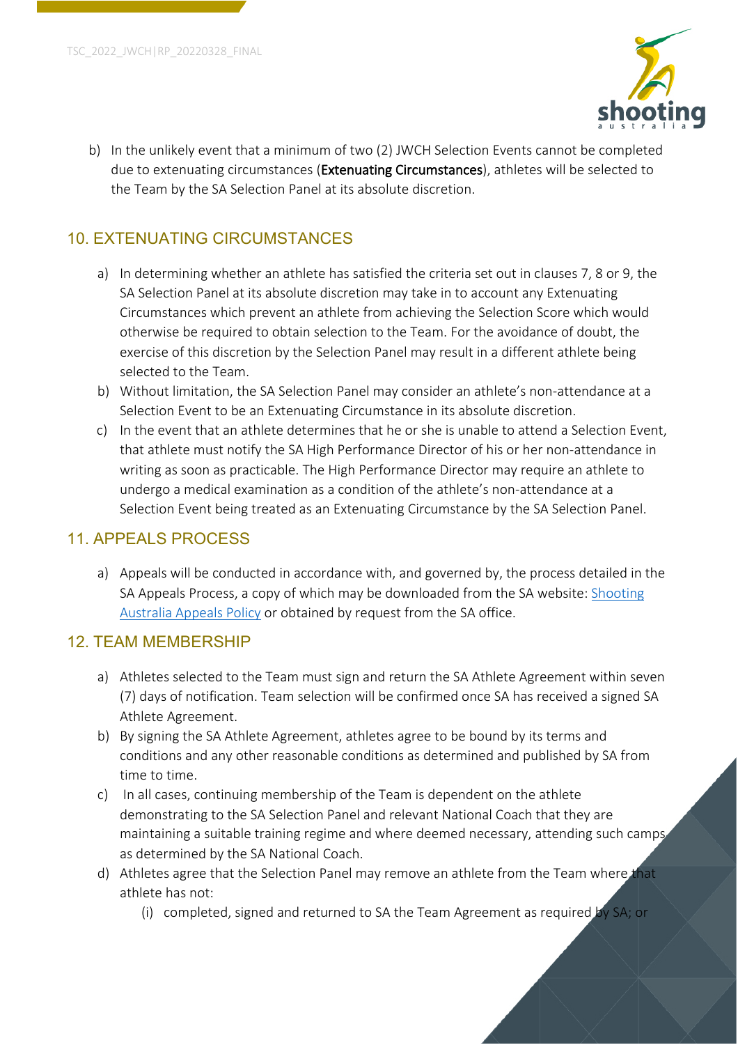b) In the unlikely event that a minimum of two (2) JWCH Selection Events cannot be completed due to extenuating circumstances (**Extenuating Circumstances**), athletes will be selected to the Team by the SA Selection Panel at its absolute discretion.

## 10. EXTENUATING CIRCUMSTANCES

a) In determining whether an athlete has satisfied the criteria set out in clauses 7, 8 or 9, the SA Selection Panel at its absolute discretion may take in to account any Extenuating Circumstances which prevent an athlete from achieving the Selection Score which would otherwise be required to obtain selection to the Team. For the avoidance of doubt, the exercise of this discretion by the Selection Panel may result in a different athlete being selected to the Team.

b) Without limitation, the SA Selection Panel may consider an athlete's non-attendance at a Selection Event to be an Extenuating Circumstance in its absolute discretion.

c) In the event that an athlete determines that he or she is unable to attend a Selection Event, that athlete must notify the SA High Performance Director of his or her non-attendance in writing as soon as practicable. The High Performance Director may require an athlete to undergo a medical examination as a condition of the athlete's non-attendance at a Selection Event being treated as an Extenuating Circumstance by the SA Selection Panel.

## 11. APPEALS PROCESS

a) Appeals will be conducted in accordance with, and governed by, the process detailed in the SA Appeals Process, a copy of which may be downloaded from the SA website: Shooting Australia Appeals Policy or obtained by request from the SA office.

## 12. TEAM MEMBERSHIP

a) Athletes selected to the Team must sign and return the SA Athlete Agreement within seven (7) days of notification. Team selection will be confirmed once SA has received a signed SA Athlete Agreement.

b) By signing the SA Athlete Agreement, athletes agree to be bound by its terms and conditions and any other reasonable conditions as determined and published by SA from time to time.

c) In all cases, continuing membership of the Team is dependent on the athlete demonstrating to the SA Selection Panel and relevant National Coach that they are maintaining a suitable training regime and where deemed necessary, attending such camps as determined by the SA National Coach.

d) Athletes agree that the Selection Panel may remove an athlete from the Team where that athlete has not:

   (i) completed, signed and returned to SA the Team Agreement as required by SA; or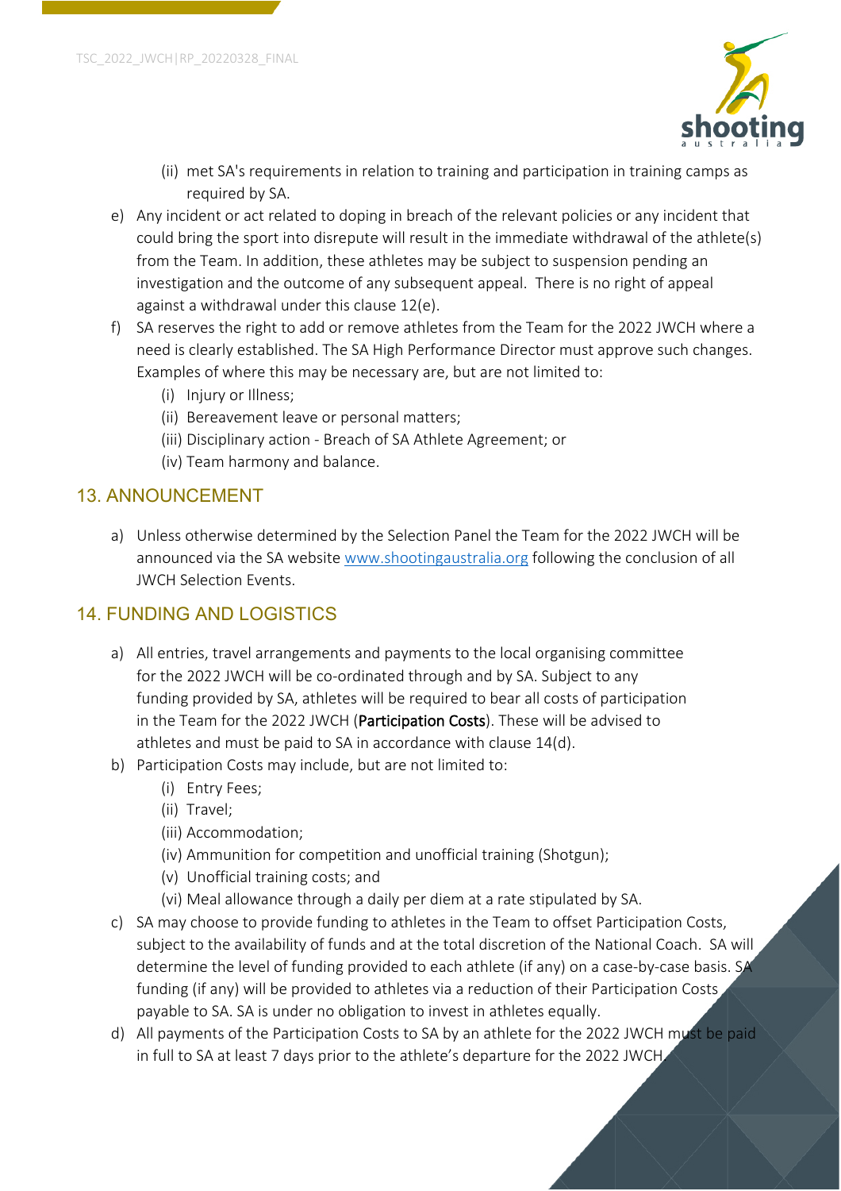(ii) met SA's requirements in relation to training and participation in training camps as required by SA.

e) Any incident or act related to doping in breach of the relevant policies or any incident that could bring the sport into disrepute will result in the immediate withdrawal of the athlete(s) from the Team. In addition, these athletes may be subject to suspension pending an investigation and the outcome of any subsequent appeal. There is no right of appeal against a withdrawal under this clause 12(e).

f) SA reserves the right to add or remove athletes from the Team for the 2022 JWCH where a need is clearly established. The SA High Performance Director must approve such changes. Examples of where this may be necessary are, but are not limited to:
   (i) Injury or Illness;
   (ii) Bereavement leave or personal matters;
   (iii) Disciplinary action - Breach of SA Athlete Agreement; or
   (iv) Team harmony and balance.

## 13. ANNOUNCEMENT

a) Unless otherwise determined by the Selection Panel the Team for the 2022 JWCH will be announced via the SA website www.shootingaustralia.org following the conclusion of all JWCH Selection Events.

## 14. FUNDING AND LOGISTICS

a) All entries, travel arrangements and payments to the local organising committee for the 2022 JWCH will be co-ordinated through and by SA. Subject to any funding provided by SA, athletes will be required to bear all costs of participation in the Team for the 2022 JWCH (**Participation Costs**). These will be advised to athletes and must be paid to SA in accordance with clause 14(d).

b) Participation Costs may include, but are not limited to:
   (i) Entry Fees;
   (ii) Travel;
   (iii) Accommodation;
   (iv) Ammunition for competition and unofficial training (Shotgun);
   (v) Unofficial training costs; and
   (vi) Meal allowance through a daily per diem at a rate stipulated by SA.

c) SA may choose to provide funding to athletes in the Team to offset Participation Costs, subject to the availability of funds and at the total discretion of the National Coach. SA will determine the level of funding provided to each athlete (if any) on a case-by-case basis. SA funding (if any) will be provided to athletes via a reduction of their Participation Costs payable to SA. SA is under no obligation to invest in athletes equally.

d) All payments of the Participation Costs to SA by an athlete for the 2022 JWCH must be paid in full to SA at least 7 days prior to the athlete's departure for the 2022 JWCH.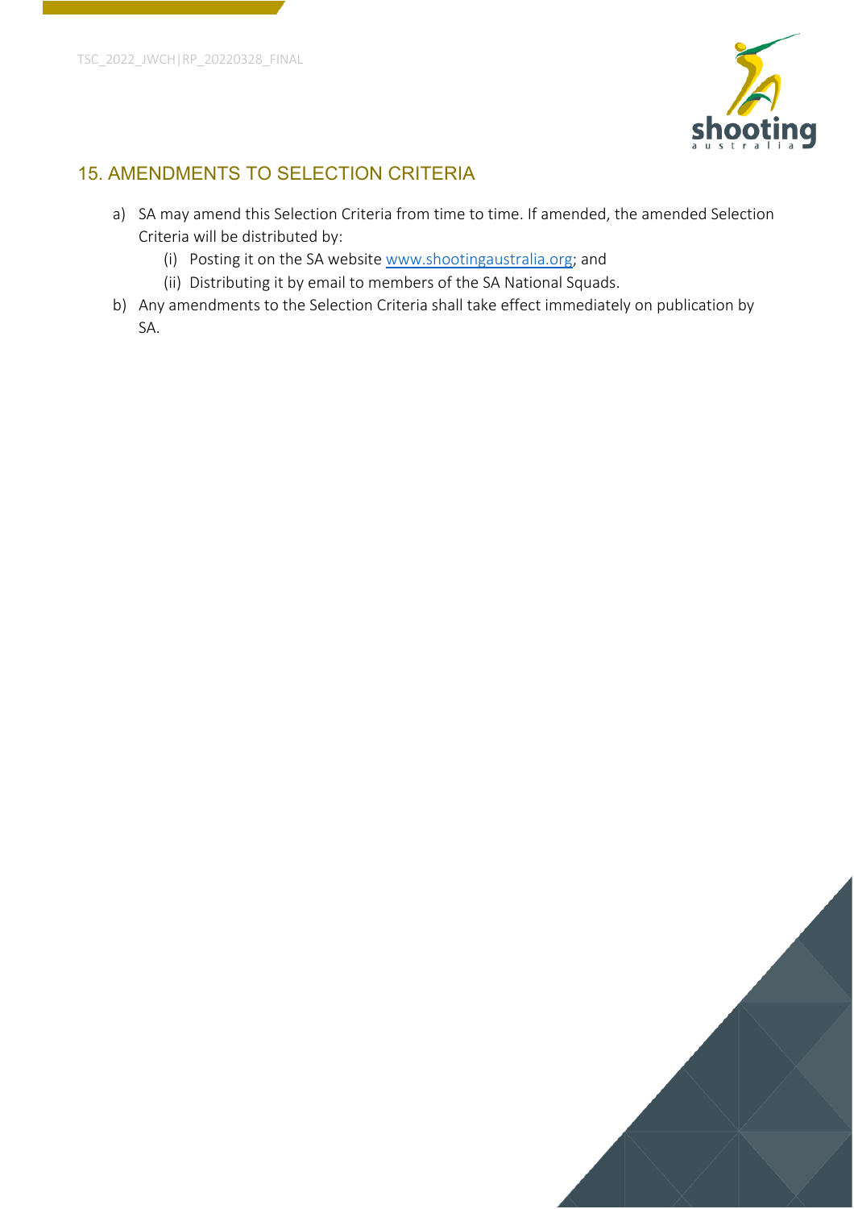## 15. AMENDMENTS TO SELECTION CRITERIA

a) SA may amend this Selection Criteria from time to time. If amended, the amended Selection Criteria will be distributed by:
   (i) Posting it on the SA website www.shootingaustralia.org; and
   (ii) Distributing it by email to members of the SA National Squads.

b) Any amendments to the Selection Criteria shall take effect immediately on publication by SA.